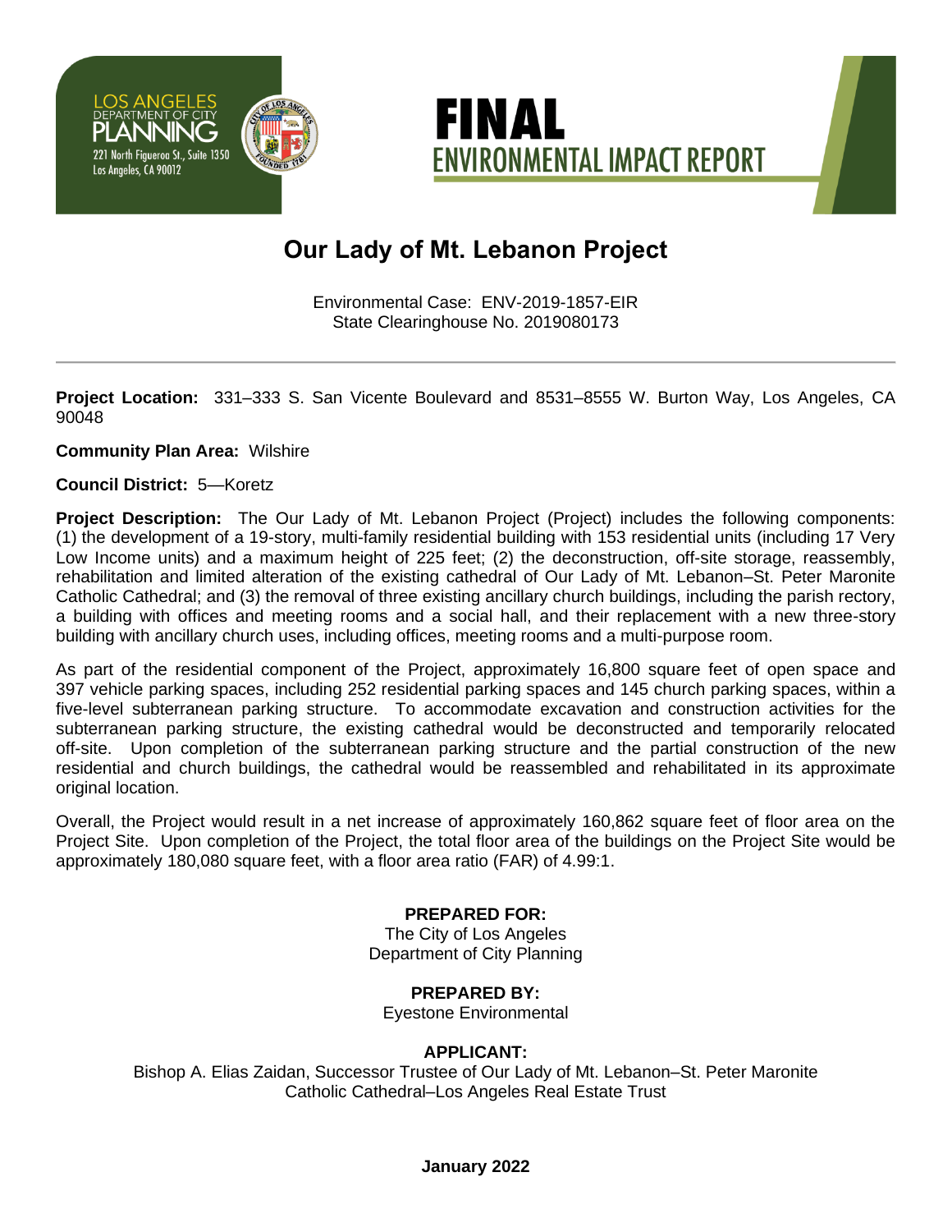LOS ANGELES
DEPARTMENT OF CITY
PLANNING
221 North Figueroa St., Suite 1350
Los Angeles, CA 90012

# FINAL ENVIRONMENTAL IMPACT REPORT

## Our Lady of Mt. Lebanon Project

Environmental Case: ENV-2019-1857-EIR
State Clearinghouse No. 2019080173

---

**Project Location:** 331–333 S. San Vicente Boulevard and 8531–8555 W. Burton Way, Los Angeles, CA 90048

**Community Plan Area:** Wilshire

**Council District:** 5—Koretz

**Project Description:** The Our Lady of Mt. Lebanon Project (Project) includes the following components: (1) the development of a 19-story, multi-family residential building with 153 residential units (including 17 Very Low Income units) and a maximum height of 225 feet; (2) the deconstruction, off-site storage, reassembly, rehabilitation and limited alteration of the existing cathedral of Our Lady of Mt. Lebanon–St. Peter Maronite Catholic Cathedral; and (3) the removal of three existing ancillary church buildings, including the parish rectory, a building with offices and meeting rooms and a social hall, and their replacement with a new three-story building with ancillary church uses, including offices, meeting rooms and a multi-purpose room.

As part of the residential component of the Project, approximately 16,800 square feet of open space and 397 vehicle parking spaces, including 252 residential parking spaces and 145 church parking spaces, within a five-level subterranean parking structure. To accommodate excavation and construction activities for the subterranean parking structure, the existing cathedral would be deconstructed and temporarily relocated off-site. Upon completion of the subterranean parking structure and the partial construction of the new residential and church buildings, the cathedral would be reassembled and rehabilitated in its approximate original location.

Overall, the Project would result in a net increase of approximately 160,862 square feet of floor area on the Project Site. Upon completion of the Project, the total floor area of the buildings on the Project Site would be approximately 180,080 square feet, with a floor area ratio (FAR) of 4.99:1.

**PREPARED FOR:**
The City of Los Angeles
Department of City Planning

**PREPARED BY:**
Eyestone Environmental

**APPLICANT:**
Bishop A. Elias Zaidan, Successor Trustee of Our Lady of Mt. Lebanon–St. Peter Maronite Catholic Cathedral–Los Angeles Real Estate Trust

**January 2022**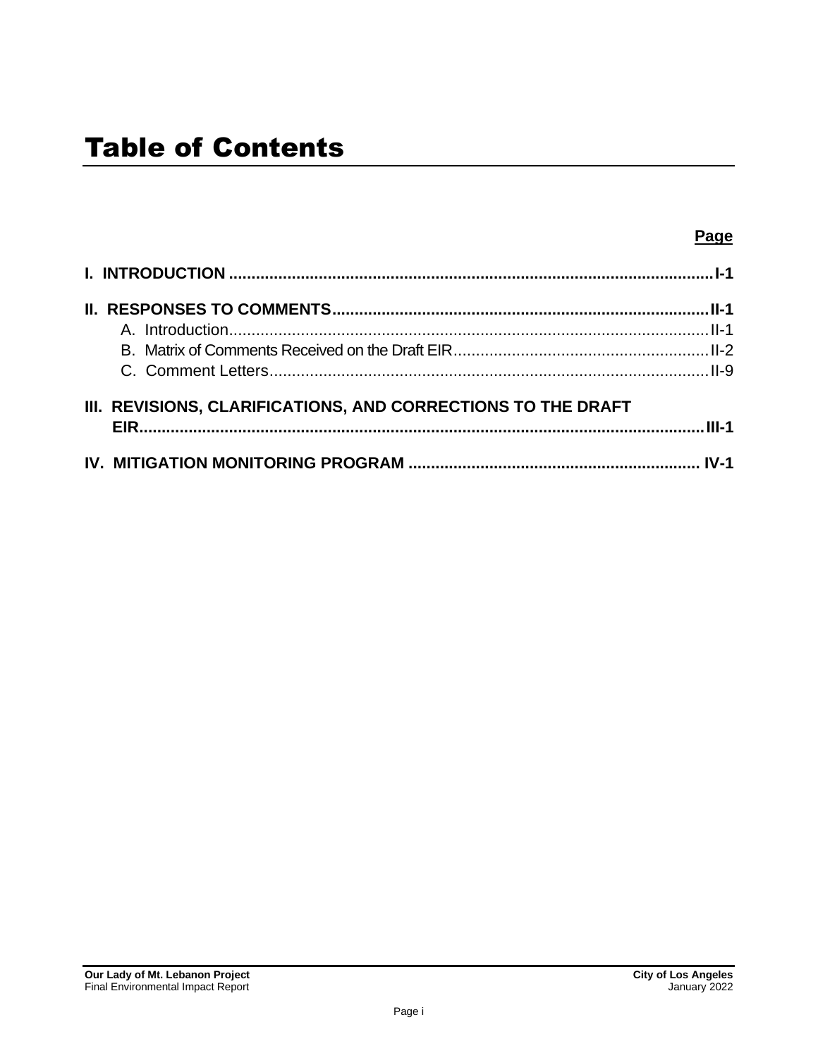# Table of Contents

**Page**

**I. INTRODUCTION ........................................................................................................... I-1**

**II. RESPONSES TO COMMENTS ................................................................................... II-1**

A. Introduction ............................................................................................................ II-1

B. Matrix of Comments Received on the Draft EIR ......................................................... II-2

C. Comment Letters ..................................................................................................... II-9

**III. REVISIONS, CLARIFICATIONS, AND CORRECTIONS TO THE DRAFT EIR ............................................................................................................................ III-1**

**IV. MITIGATION MONITORING PROGRAM ................................................................ IV-1**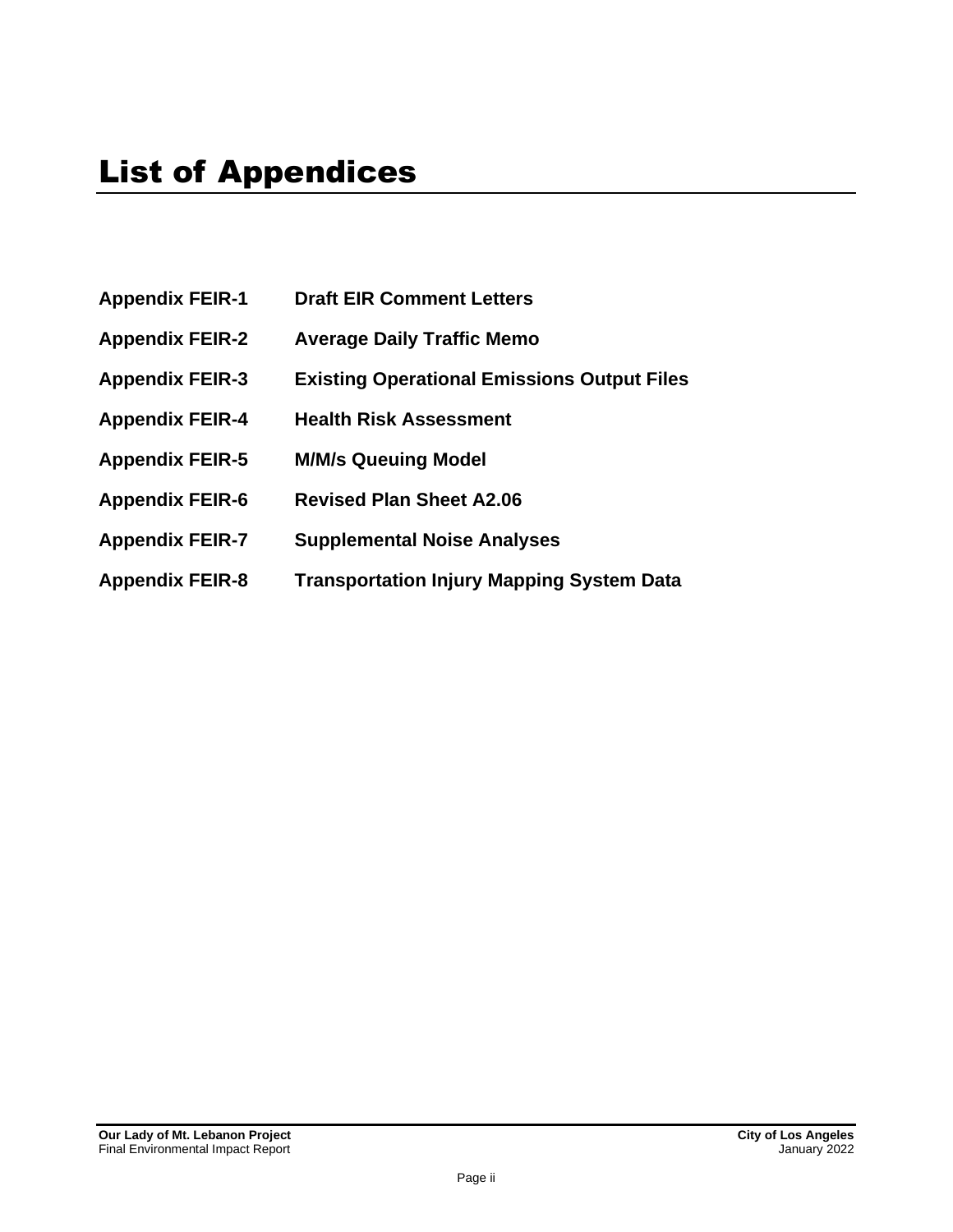# List of Appendices

| | |
|---|---|
| **Appendix FEIR-1** | **Draft EIR Comment Letters** |
| **Appendix FEIR-2** | **Average Daily Traffic Memo** |
| **Appendix FEIR-3** | **Existing Operational Emissions Output Files** |
| **Appendix FEIR-4** | **Health Risk Assessment** |
| **Appendix FEIR-5** | **M/M/s Queuing Model** |
| **Appendix FEIR-6** | **Revised Plan Sheet A2.06** |
| **Appendix FEIR-7** | **Supplemental Noise Analyses** |
| **Appendix FEIR-8** | **Transportation Injury Mapping System Data** |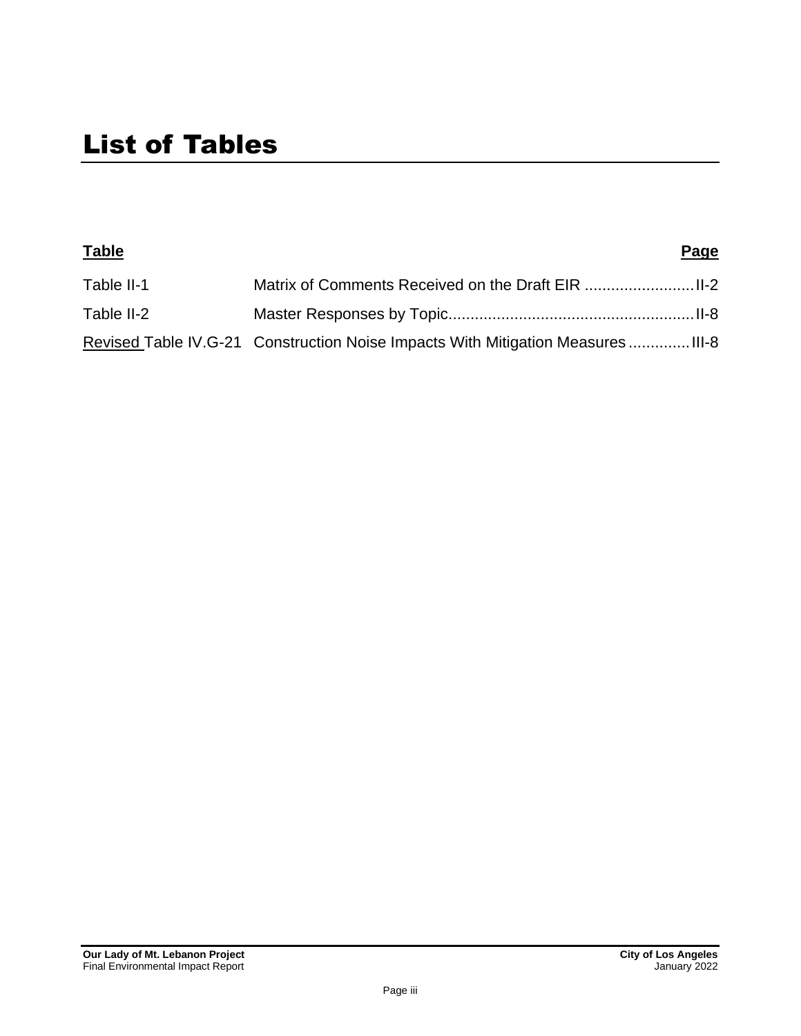# List of Tables

| Table | | Page |
|---|---|---|
| Table II-1 | Matrix of Comments Received on the Draft EIR | II-2 |
| Table II-2 | Master Responses by Topic | II-8 |
| <u>Revised</u> Table IV.G-21 | Construction Noise Impacts With Mitigation Measures | III-8 |